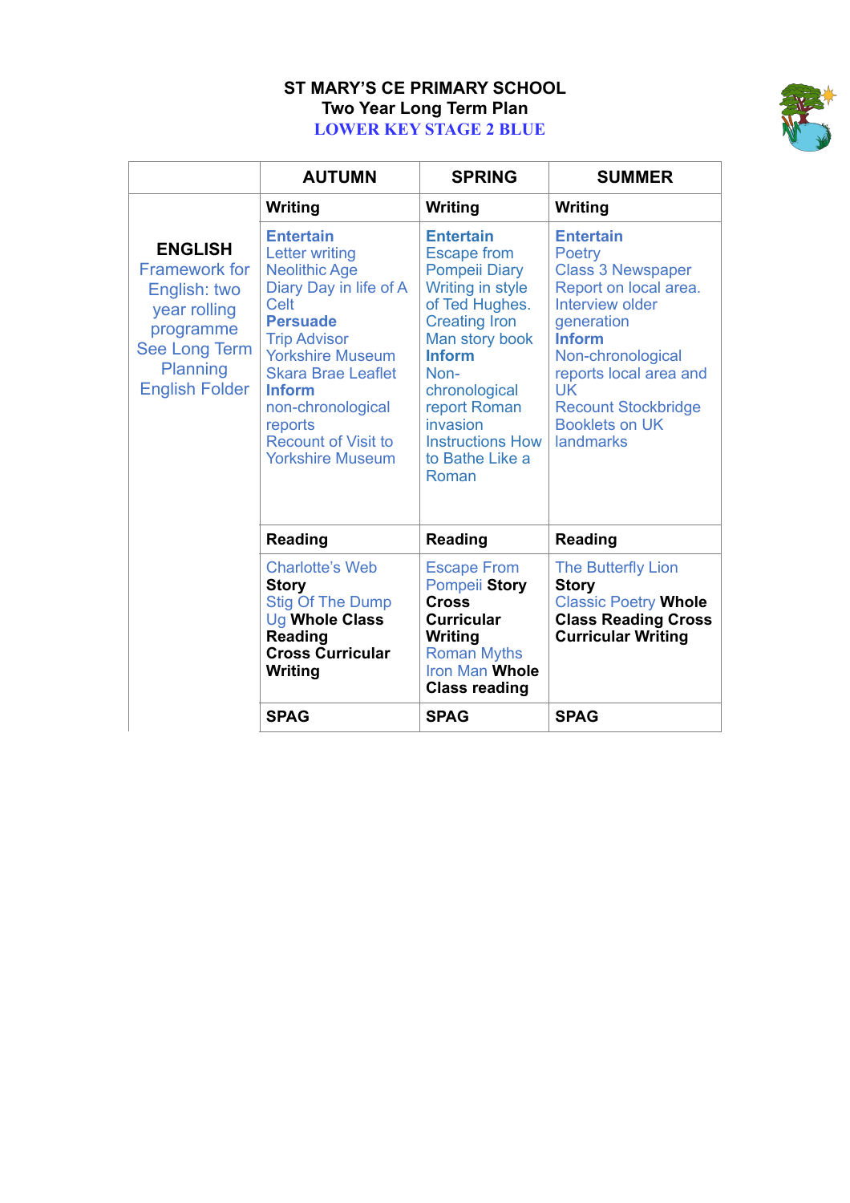# ST MARY'S CE PRIMARY SCHOOL
## Two Year Long Term Plan
## LOWER KEY STAGE 2 BLUE

| | AUTUMN | SPRING | SUMMER |
|---|---|---|---|
| **ENGLISH** Framework for English: two year rolling programme See Long Term Planning English Folder | **Writing** | **Writing** | **Writing** |
| | **Entertain** Letter writing Neolithic Age Diary Day in life of A Celt **Persuade** Trip Advisor Yorkshire Museum Skara Brae Leaflet **Inform** non-chronological reports Recount of Visit to Yorkshire Museum | **Entertain** Escape from Pompeii Diary Writing in style of Ted Hughes. Creating Iron Man story book **Inform** Non-chronological report Roman invasion Instructions How to Bathe Like a Roman | **Entertain** Poetry Class 3 Newspaper Report on local area. Interview older generation **Inform** Non-chronological reports local area and UK Recount Stockbridge Booklets on UK landmarks |
| | **Reading** | **Reading** | **Reading** |
| | Charlotte's Web **Story** Stig Of The Dump Ug **Whole Class Reading Cross Curricular Writing** | Escape From Pompeii **Story Cross Curricular Writing** Roman Myths Iron Man **Whole Class reading** | The Butterfly Lion **Story** Classic Poetry **Whole Class Reading Cross Curricular Writing** |
| | **SPAG** | **SPAG** | **SPAG** |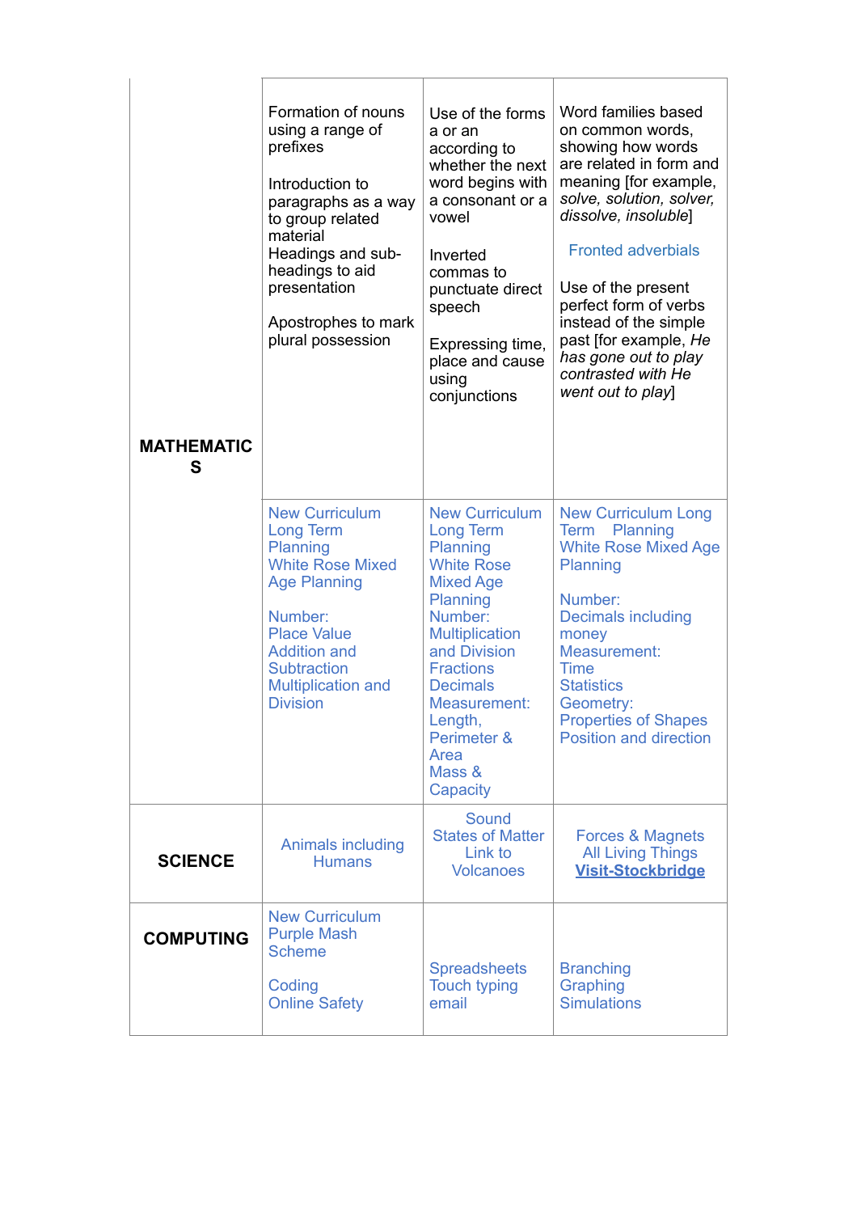| | | | |
|---|---|---|---|
| **MATHEMATICS** | Formation of nouns using a range of prefixes<br><br>Introduction to paragraphs as a way to group related material<br>Headings and sub-headings to aid presentation<br><br>Apostrophes to mark plural possession | Use of the forms a or an according to whether the next word begins with a consonant or a vowel<br><br>Inverted commas to punctuate direct speech<br><br>Expressing time, place and cause using conjunctions | Word families based on common words, showing how words are related in form and meaning [for example, *solve, solution, solver, dissolve, insoluble*]<br><br>Fronted adverbials<br><br>Use of the present perfect form of verbs instead of the simple past [for example, *He has gone out to play contrasted with He went out to play*] |
| | New Curriculum Long Term Planning<br>White Rose Mixed Age Planning<br><br>Number:<br>Place Value<br>Addition and Subtraction<br>Multiplication and Division | New Curriculum Long Term Planning<br>White Rose Mixed Age Planning<br>Number:<br>Multiplication and Division<br>Fractions<br>Decimals<br>Measurement:<br>Length, Perimeter & Area<br>Mass & Capacity | New Curriculum Long Term Planning<br>White Rose Mixed Age Planning<br><br>Number:<br>Decimals including money<br>Measurement:<br>Time<br>Statistics<br>Geometry:<br>Properties of Shapes<br>Position and direction |
| **SCIENCE** | Animals including Humans | Sound<br>States of Matter<br>Link to Volcanoes | Forces & Magnets<br>All Living Things<br>**Visit-Stockbridge** |
| **COMPUTING** | New Curriculum Purple Mash Scheme<br><br>Coding<br>Online Safety | Spreadsheets<br>Touch typing<br>email | Branching<br>Graphing<br>Simulations |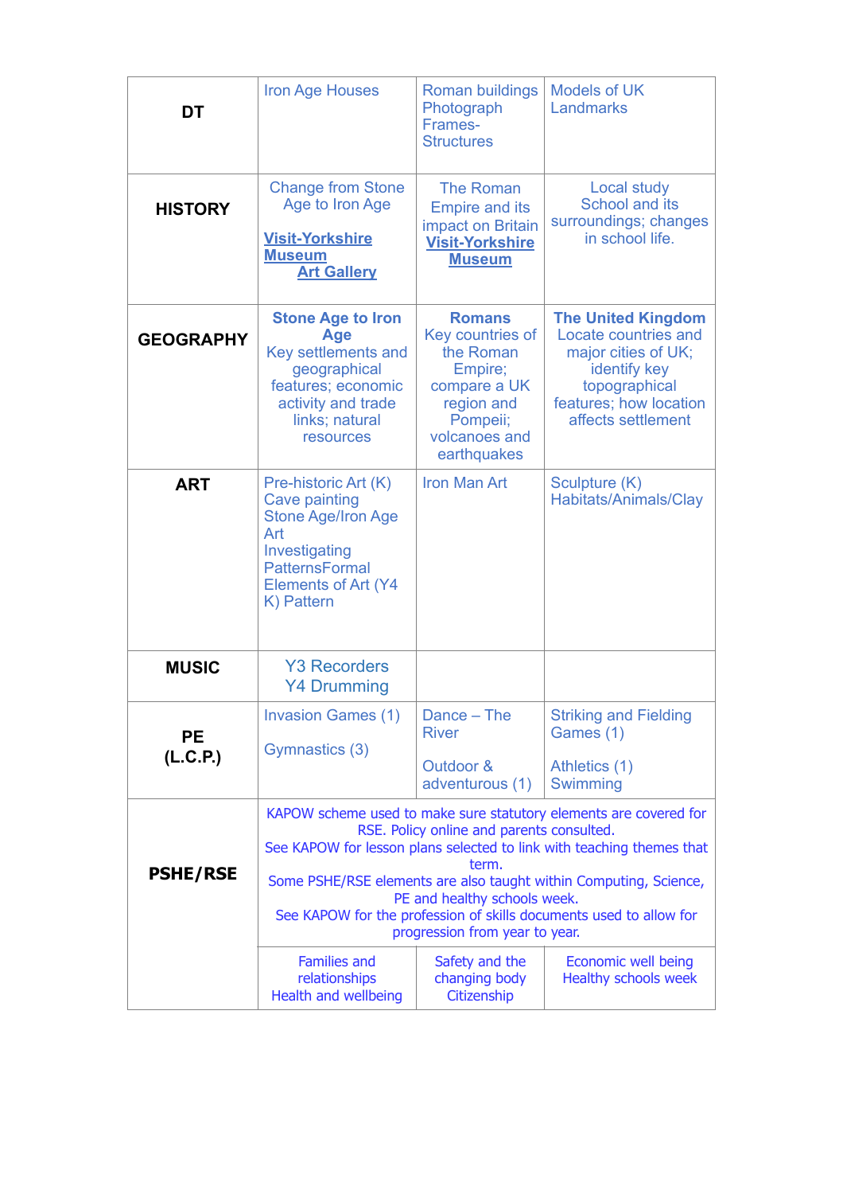| | | | |
|---|---|---|---|
| **DT** | Iron Age Houses | Roman buildings Photograph Frames- Structures | Models of UK Landmarks |
| **HISTORY** | Change from Stone Age to Iron Age<br><br>**Visit-Yorkshire Museum**<br>**Art Gallery** | The Roman Empire and its impact on Britain<br>**Visit-Yorkshire Museum** | Local study<br>School and its surroundings; changes in school life. |
| **GEOGRAPHY** | **Stone Age to Iron Age**<br>Key settlements and geographical features; economic activity and trade links; natural resources | **Romans**<br>Key countries of the Roman Empire; compare a UK region and Pompeii; volcanoes and earthquakes | **The United Kingdom**<br>Locate countries and major cities of UK; identify key topographical features; how location affects settlement |
| **ART** | Pre-historic Art (K)<br>Cave painting<br>Stone Age/Iron Age Art<br>Investigating PatternsFormal Elements of Art (Y4 K) Pattern | Iron Man Art | Sculpture (K)<br>Habitats/Animals/Clay |
| **MUSIC** | Y3 Recorders<br>Y4 Drumming | | |
| **PE (L.C.P.)** | Invasion Games (1)<br><br>Gymnastics (3) | Dance – The River<br><br>Outdoor & adventurous (1) | Striking and Fielding Games (1)<br><br>Athletics (1)<br>Swimming |
| **PSHE/RSE** | KAPOW scheme used to make sure statutory elements are covered for RSE. Policy online and parents consulted.<br>See KAPOW for lesson plans selected to link with teaching themes that term.<br>Some PSHE/RSE elements are also taught within Computing, Science, PE and healthy schools week.<br>See KAPOW for the profession of skills documents used to allow for progression from year to year. | | |
| | Families and relationships<br>Health and wellbeing | Safety and the changing body<br>Citizenship | Economic well being<br>Healthy schools week |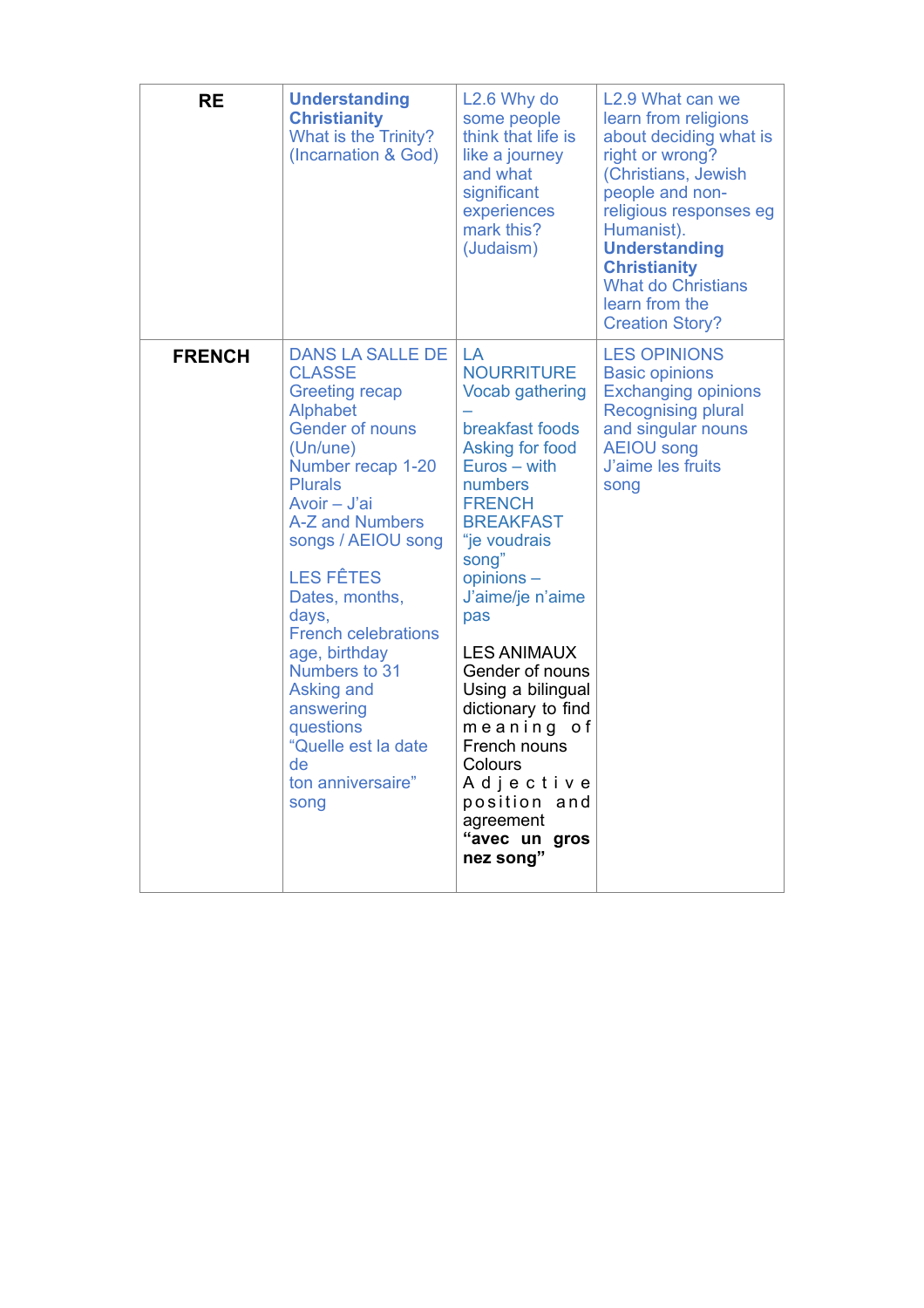| | | | |
|---|---|---|---|
| **RE** | **Understanding Christianity** What is the Trinity? (Incarnation & God) | L2.6 Why do some people think that life is like a journey and what significant experiences mark this? (Judaism) | L2.9 What can we learn from religions about deciding what is right or wrong? (Christians, Jewish people and non-religious responses eg Humanist). **Understanding Christianity** What do Christians learn from the Creation Story? |
| **FRENCH** | DANS LA SALLE DE CLASSE<br>Greeting recap<br>Alphabet<br>Gender of nouns (Un/une)<br>Number recap 1-20<br>Plurals<br>Avoir – J'ai<br>A-Z and Numbers songs / AEIOU song<br><br>LES FÊTES<br>Dates, months, days,<br>French celebrations<br>age, birthday<br>Numbers to 31<br>Asking and answering questions<br>"Quelle est la date de ton anniversaire" song | LA NOURRITURE<br>Vocab gathering – breakfast foods<br>Asking for food<br>Euros – with numbers<br>FRENCH BREAKFAST<br>"je voudrais song"<br>opinions – J'aime/je n'aime pas<br><br>LES ANIMAUX<br>Gender of nouns<br>Using a bilingual dictionary to find meaning of French nouns<br>Colours<br>Adjective position and agreement<br>**"avec un gros nez song"** | LES OPINIONS<br>Basic opinions<br>Exchanging opinions<br>Recognising plural and singular nouns<br>AEIOU song<br>J'aime les fruits song |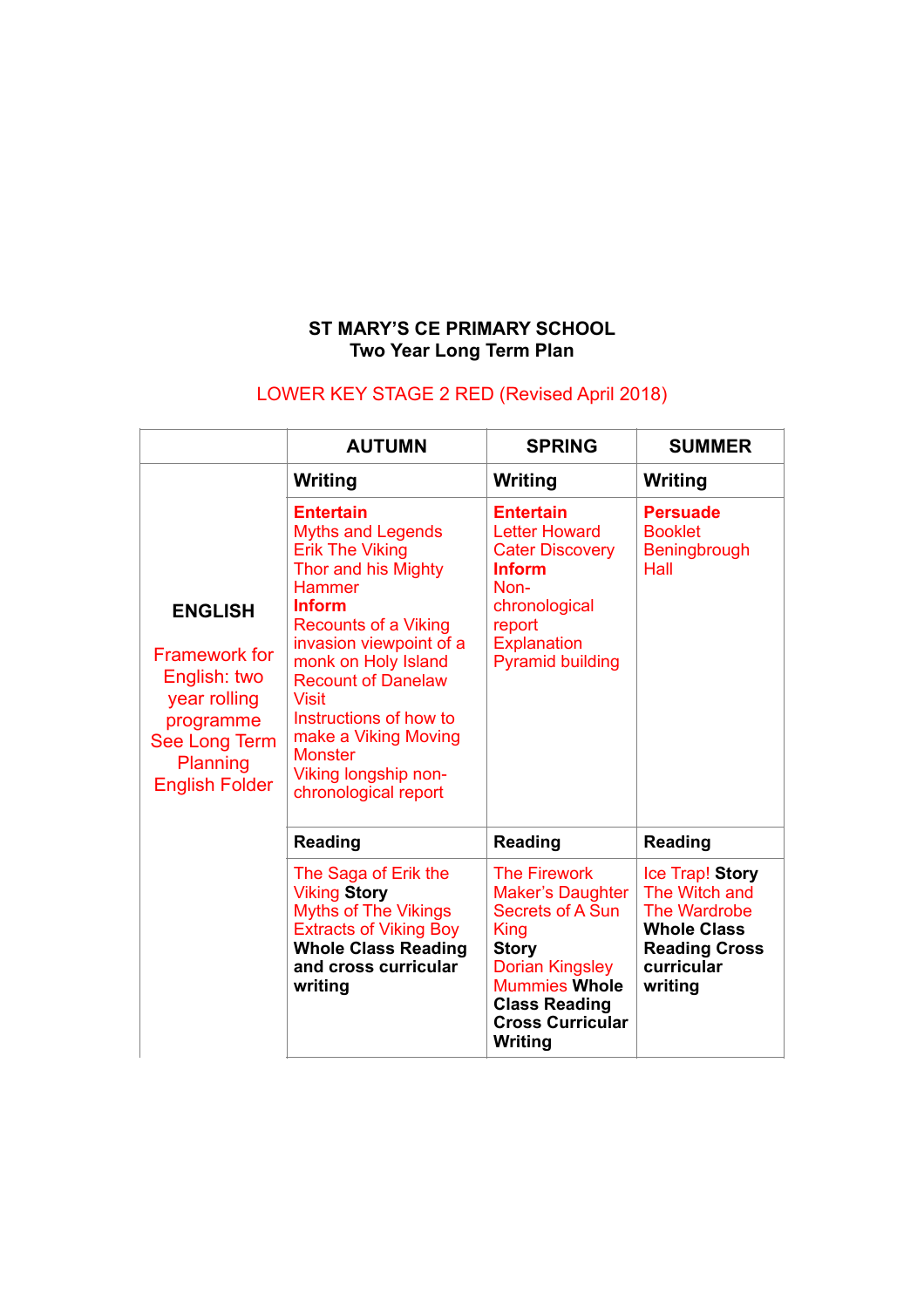**ST MARY'S CE PRIMARY SCHOOL**
**Two Year Long Term Plan**

LOWER KEY STAGE 2 RED (Revised April 2018)

| | AUTUMN | SPRING | SUMMER |
|---|---|---|---|
| **ENGLISH**<br><br>Framework for English: two year rolling programme See Long Term Planning English Folder | **Writing** | **Writing** | **Writing** |
| | **Entertain**<br>Myths and Legends<br>Erik The Viking<br>Thor and his Mighty Hammer<br>**Inform**<br>Recounts of a Viking invasion viewpoint of a monk on Holy Island<br>Recount of Danelaw Visit<br>Instructions of how to make a Viking Moving Monster<br>Viking longship non-chronological report | **Entertain**<br>Letter Howard Cater Discovery<br>**Inform**<br>Non-chronological report<br>Explanation<br>Pyramid building | **Persuade**<br>Booklet<br>Beningbrough Hall |
| | **Reading** | **Reading** | **Reading** |
| | The Saga of Erik the Viking **Story**<br>Myths of The Vikings<br>Extracts of Viking Boy<br>**Whole Class Reading and cross curricular writing** | The Firework Maker's Daughter<br>Secrets of A Sun King<br>**Story**<br>Dorian Kingsley Mummies **Whole Class Reading Cross Curricular Writing** | Ice Trap! **Story**<br>The Witch and The Wardrobe<br>**Whole Class Reading Cross curricular writing** |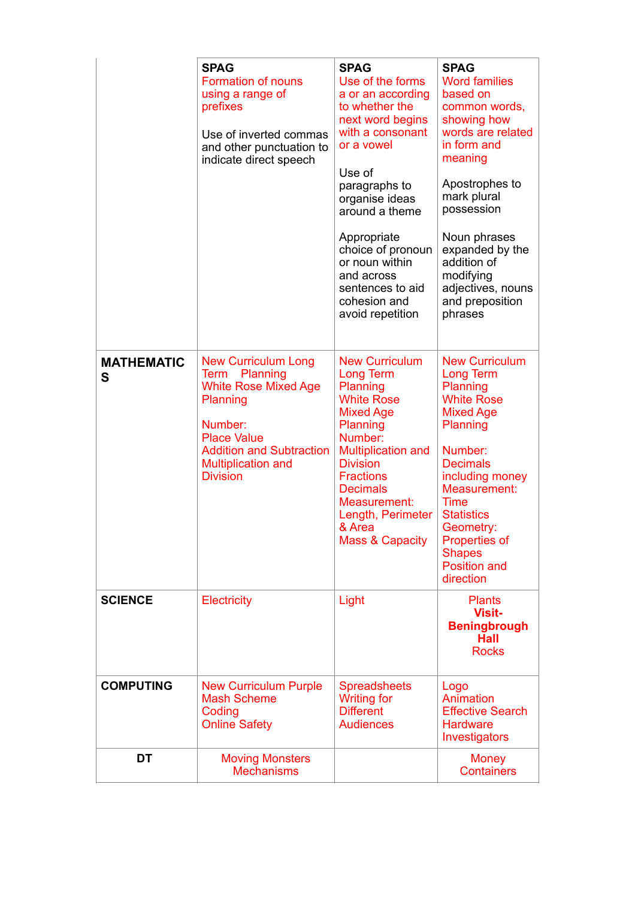| | | | |
|---|---|---|---|
| | **SPAG**<br>Formation of nouns using a range of prefixes<br><br>Use of inverted commas and other punctuation to indicate direct speech | **SPAG**<br>Use of the forms a or an according to whether the next word begins with a consonant or a vowel<br><br>Use of paragraphs to organise ideas around a theme<br><br>Appropriate choice of pronoun or noun within and across sentences to aid cohesion and avoid repetition | **SPAG**<br>Word families based on common words, showing how words are related in form and meaning<br><br>Apostrophes to mark plural possession<br><br>Noun phrases expanded by the addition of modifying adjectives, nouns and preposition phrases |
| **MATHEMATICS** | New Curriculum Long Term Planning<br>White Rose Mixed Age Planning<br><br>Number:<br>Place Value<br>Addition and Subtraction<br>Multiplication and Division | New Curriculum Long Term Planning<br>White Rose Mixed Age Planning<br>Number:<br>Multiplication and Division<br>Fractions<br>Decimals<br>Measurement:<br>Length, Perimeter & Area<br>Mass & Capacity | New Curriculum Long Term Planning<br>White Rose Mixed Age Planning<br><br>Number:<br>Decimals including money<br>Measurement:<br>Time<br>Statistics<br>Geometry:<br>Properties of Shapes<br>Position and direction |
| **SCIENCE** | Electricity | Light | Plants<br>**Visit-Beningbrough Hall**<br>Rocks |
| **COMPUTING** | New Curriculum Purple Mash Scheme<br>Coding<br>Online Safety | Spreadsheets<br>Writing for Different Audiences | Logo<br>Animation<br>Effective Search<br>Hardware Investigators |
| **DT** | Moving Monsters Mechanisms | | Money Containers |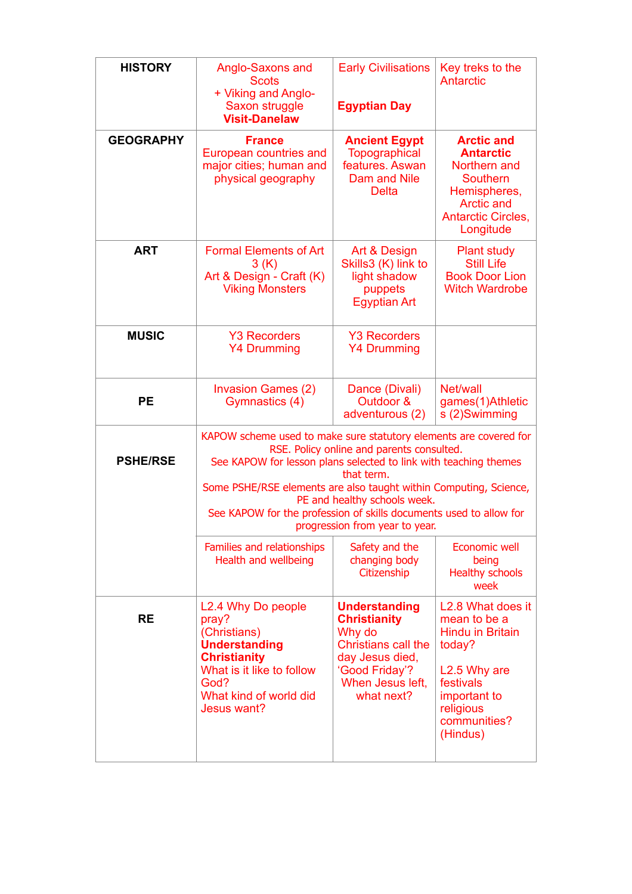| HISTORY | Anglo-Saxons and Scots<br>+ Viking and Anglo-Saxon struggle<br>**Visit-Danelaw** | Early Civilisations<br><br>**Egyptian Day** | Key treks to the Antarctic |
|---|---|---|---|
| **GEOGRAPHY** | **France**<br>European countries and major cities; human and physical geography | **Ancient Egypt**<br>Topographical features. Aswan Dam and Nile Delta | **Arctic and Antarctic**<br>Northern and Southern Hemispheres, Arctic and Antarctic Circles, Longitude |
| **ART** | Formal Elements of Art 3 (K)<br>Art & Design - Craft (K)<br>Viking Monsters | Art & Design Skills3 (K) link to light shadow puppets<br>Egyptian Art | Plant study<br>Still Life<br>Book Door Lion Witch Wardrobe |
| **MUSIC** | Y3 Recorders<br>Y4 Drumming | Y3 Recorders<br>Y4 Drumming | |
| **PE** | Invasion Games (2)<br>Gymnastics (4) | Dance (Divali)<br>Outdoor & adventurous (2) | Net/wall games(1)Athletics (2)Swimming |
| **PSHE/RSE** | KAPOW scheme used to make sure statutory elements are covered for RSE. Policy online and parents consulted.<br>See KAPOW for lesson plans selected to link with teaching themes that term.<br>Some PSHE/RSE elements are also taught within Computing, Science, PE and healthy schools week.<br>See KAPOW for the profession of skills documents used to allow for progression from year to year. | | |
| | Families and relationships<br>Health and wellbeing | Safety and the changing body<br>Citizenship | Economic well being<br>Healthy schools week |
| **RE** | L2.4 Why Do people pray?<br>(Christians)<br>**Understanding Christianity**<br>What is it like to follow God?<br>What kind of world did Jesus want? | **Understanding Christianity**<br>Why do Christians call the day Jesus died, 'Good Friday'?<br>When Jesus left, what next? | L2.8 What does it mean to be a Hindu in Britain today?<br><br>L2.5 Why are festivals important to religious communities?<br>(Hindus) |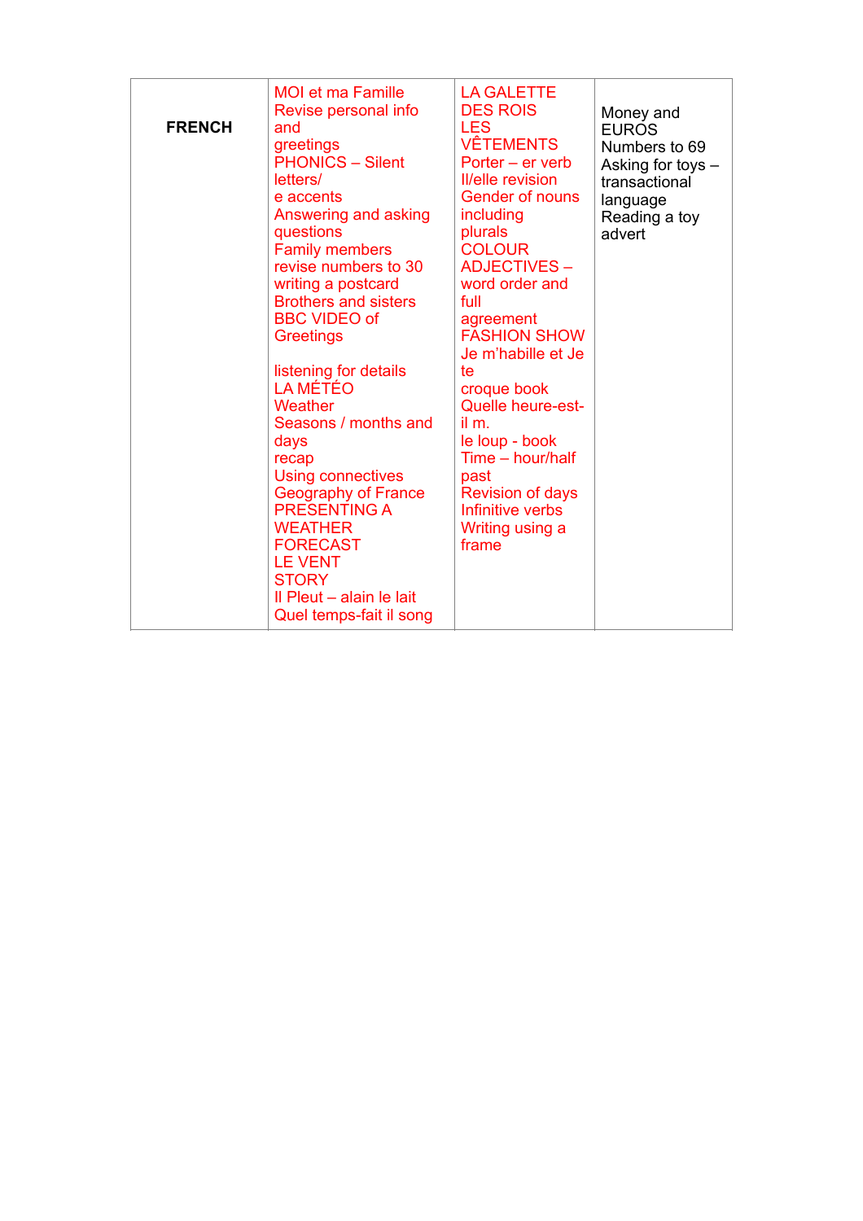| | | | |
|---|---|---|---|
| **FRENCH** | MOI et ma Famille<br>Revise personal info and greetings<br>PHONICS – Silent letters/<br>e accents<br>Answering and asking questions<br>Family members<br>revise numbers to 30<br>writing a postcard<br>Brothers and sisters<br>BBC VIDEO of Greetings<br><br>listening for details<br>LA MÉTÉO<br>Weather<br>Seasons / months and days<br>recap<br>Using connectives<br>Geography of France<br>PRESENTING A WEATHER FORECAST<br>LE VENT<br>STORY<br>Il Pleut – alain le lait<br>Quel temps-fait il song | LA GALETTE DES ROIS<br>LES VÊTEMENTS<br>Porter – er verb<br>Il/elle revision<br>Gender of nouns including plurals<br>COLOUR ADJECTIVES – word order and full agreement<br>FASHION SHOW<br>Je m'habille et Je te croque book<br>Quelle heure-est-il m.<br>le loup - book<br>Time – hour/half past<br>Revision of days<br>Infinitive verbs<br>Writing using a frame | Money and EUROS<br>Numbers to 69<br>Asking for toys – transactional language<br>Reading a toy advert |